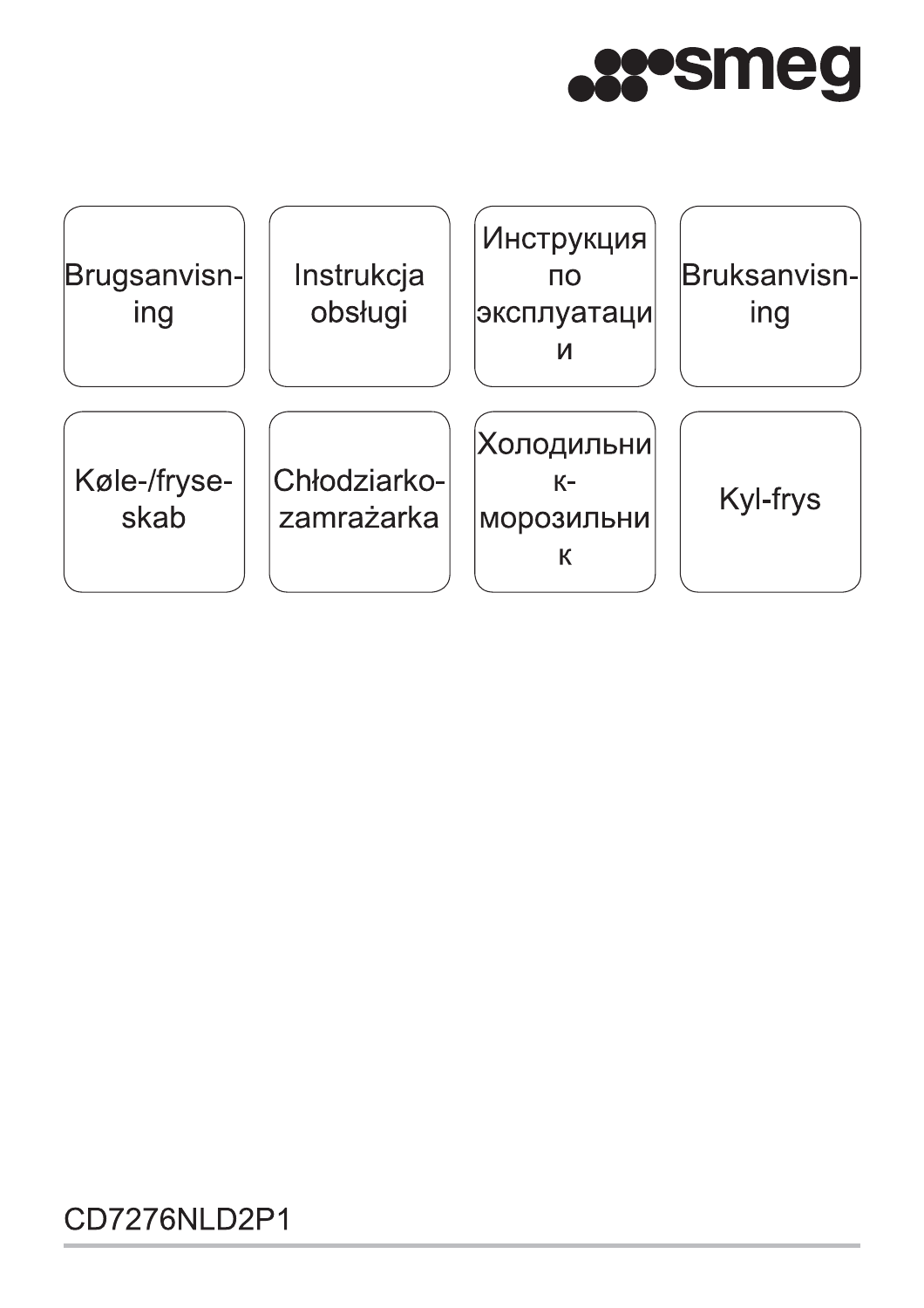smeg

| Brugsanvisning | Instrukcja obsługi | Инструкция по эксплуатации | Bruksanvisning |
| --- | --- | --- | --- |
| Køle-/fryseskab | Chłodziarko-zamrażarka | Холодильник-морозильник | Kyl-frys |

CD7276NLD2P1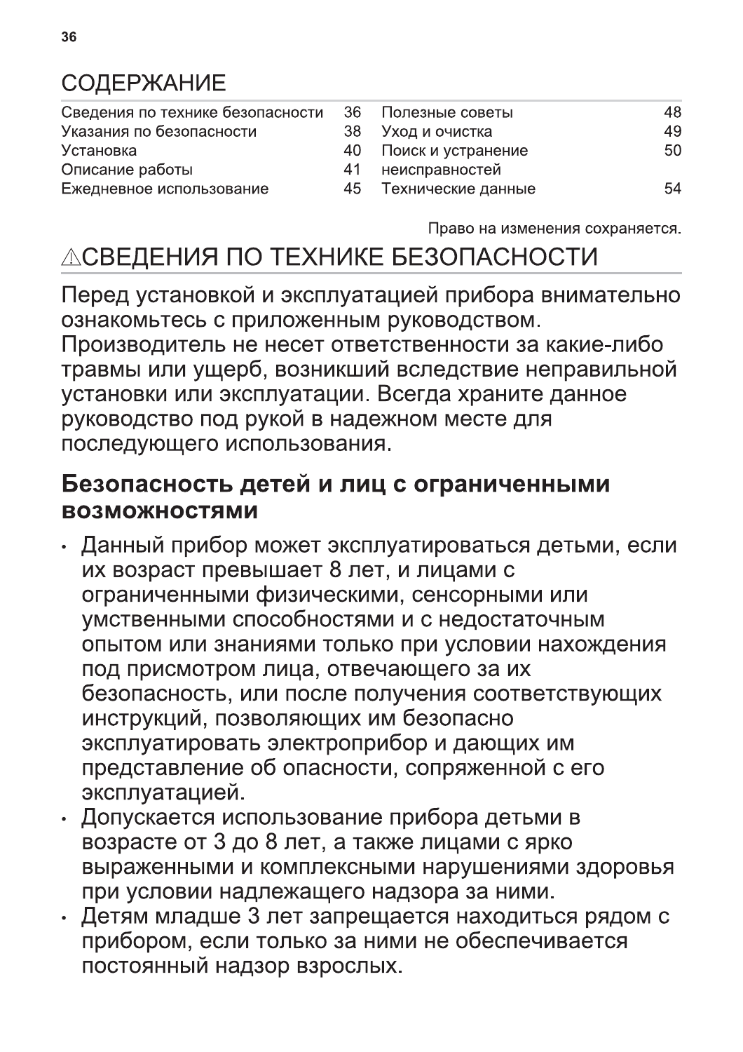# СОДЕРЖАНИЕ

| | | | |
|---|---|---|---|
| Сведения по технике безопасности | 36 | Полезные советы | 48 |
| Указания по безопасности | 38 | Уход и очистка | 49 |
| Установка | 40 | Поиск и устранение неисправностей | 50 |
| Описание работы | 41 | Технические данные | 54 |
| Ежедневное использование | 45 | | |

Право на изменения сохраняется.

# ⚠СВЕДЕНИЯ ПО ТЕХНИКЕ БЕЗОПАСНОСТИ

Перед установкой и эксплуатацией прибора внимательно ознакомьтесь с приложенным руководством. Производитель не несет ответственности за какие-либо травмы или ущерб, возникший вследствие неправильной установки или эксплуатации. Всегда храните данное руководство под рукой в надежном месте для последующего использования.

## Безопасность детей и лиц с ограниченными возможностями

- Данный прибор может эксплуатироваться детьми, если их возраст превышает 8 лет, и лицами с ограниченными физическими, сенсорными или умственными способностями и с недостаточным опытом или знаниями только при условии нахождения под присмотром лица, отвечающего за их безопасность, или после получения соответствующих инструкций, позволяющих им безопасно эксплуатировать электроприбор и дающих им представление об опасности, сопряженной с его эксплуатацией.
- Допускается использование прибора детьми в возрасте от 3 до 8 лет, а также лицами с ярко выраженными и комплексными нарушениями здоровья при условии надлежащего надзора за ними.
- Детям младше 3 лет запрещается находиться рядом с прибором, если только за ними не обеспечивается постоянный надзор взрослых.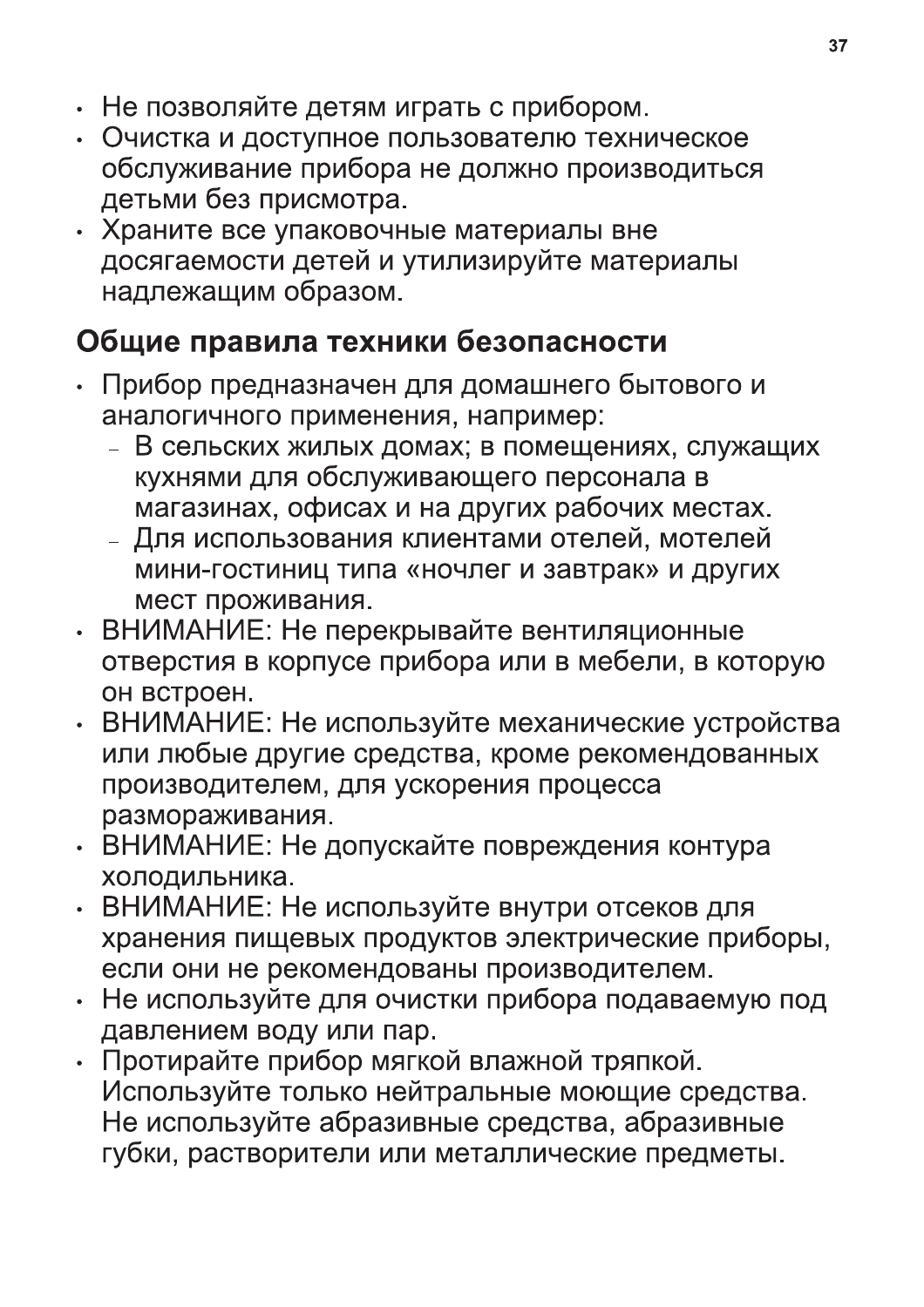- Не позволяйте детям играть с прибором.
- Очистка и доступное пользователю техническое обслуживание прибора не должно производиться детьми без присмотра.
- Храните все упаковочные материалы вне досягаемости детей и утилизируйте материалы надлежащим образом.

## Общие правила техники безопасности

- Прибор предназначен для домашнего бытового и аналогичного применения, например:
  - В сельских жилых домах; в помещениях, служащих кухнями для обслуживающего персонала в магазинах, офисах и на других рабочих местах.
  - Для использования клиентами отелей, мотелей мини-гостиниц типа «ночлег и завтрак» и других мест проживания.
- ВНИМАНИЕ: Не перекрывайте вентиляционные отверстия в корпусе прибора или в мебели, в которую он встроен.
- ВНИМАНИЕ: Не используйте механические устройства или любые другие средства, кроме рекомендованных производителем, для ускорения процесса размораживания.
- ВНИМАНИЕ: Не допускайте повреждения контура холодильника.
- ВНИМАНИЕ: Не используйте внутри отсеков для хранения пищевых продуктов электрические приборы, если они не рекомендованы производителем.
- Не используйте для очистки прибора подаваемую под давлением воду или пар.
- Протирайте прибор мягкой влажной тряпкой. Используйте только нейтральные моющие средства. Не используйте абразивные средства, абразивные губки, растворители или металлические предметы.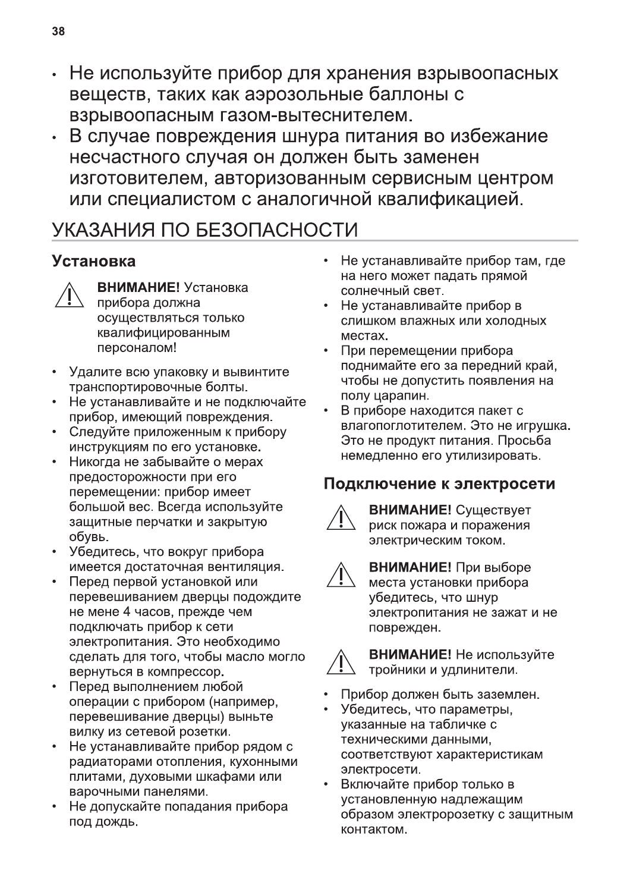- Не используйте прибор для хранения взрывоопасных веществ, таких как аэрозольные баллоны с взрывоопасным газом-вытеснителем.
- В случае повреждения шнура питания во избежание несчастного случая он должен быть заменен изготовителем, авторизованным сервисным центром или специалистом с аналогичной квалификацией.

# УКАЗАНИЯ ПО БЕЗОПАСНОСТИ

## Установка

⚠ **ВНИМАНИЕ!** Установка прибора должна осуществляться только квалифицированным персоналом!

- Удалите всю упаковку и вывинтите транспортировочные болты.
- Не устанавливайте и не подключайте прибор, имеющий повреждения.
- Следуйте приложенным к прибору инструкциям по его установке.
- Никогда не забывайте о мерах предосторожности при его перемещении: прибор имеет большой вес. Всегда используйте защитные перчатки и закрытую обувь.
- Убедитесь, что вокруг прибора имеется достаточная вентиляция.
- Перед первой установкой или перевешиванием дверцы подождите не мене 4 часов, прежде чем подключать прибор к сети электропитания. Это необходимо сделать для того, чтобы масло могло вернуться в компрессор.
- Перед выполнением любой операции с прибором (например, перевешивание дверцы) выньте вилку из сетевой розетки.
- Не устанавливайте прибор рядом с радиаторами отопления, кухонными плитами, духовыми шкафами или варочными панелями.
- Не допускайте попадания прибора под дождь.
- Не устанавливайте прибор там, где на него может падать прямой солнечный свет.
- Не устанавливайте прибор в слишком влажных или холодных местах.
- При перемещении прибора поднимайте его за передний край, чтобы не допустить появления на полу царапин.
- В приборе находится пакет с влагопоглотителем. Это не игрушка. Это не продукт питания. Просьба немедленно его утилизировать.

## Подключение к электросети

⚠ **ВНИМАНИЕ!** Существует риск пожара и поражения электрическим током.

⚠ **ВНИМАНИЕ!** При выборе места установки прибора убедитесь, что шнур электропитания не зажат и не поврежден.

⚠ **ВНИМАНИЕ!** Не используйте тройники и удлинители.

- Прибор должен быть заземлен.
- Убедитесь, что параметры, указанные на табличке с техническими данными, соответствуют характеристикам электросети.
- Включайте прибор только в установленную надлежащим образом электророзетку с защитным контактом.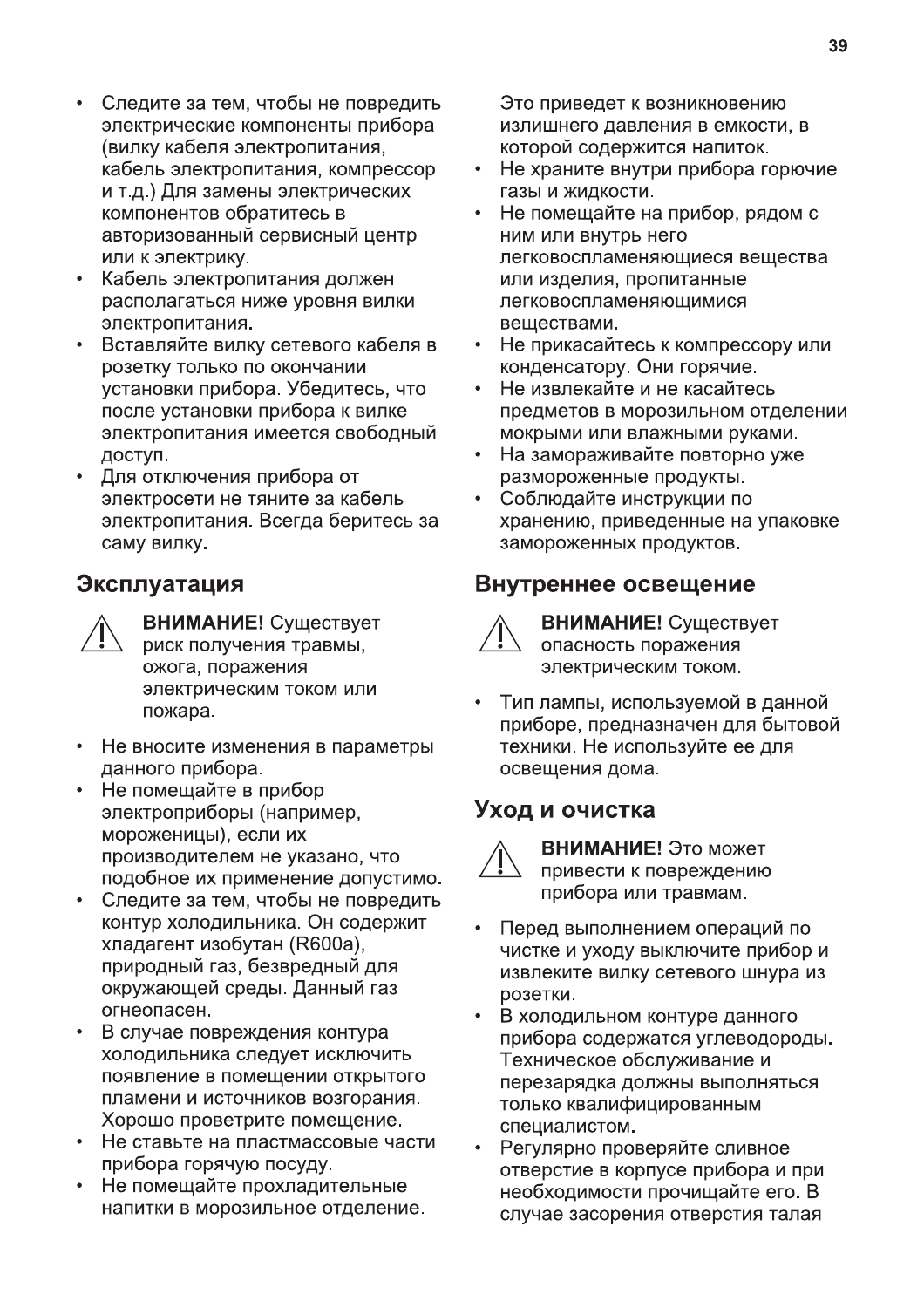- Следите за тем, чтобы не повредить электрические компоненты прибора (вилку кабеля электропитания, кабель электропитания, компрессор и т.д.) Для замены электрических компонентов обратитесь в авторизованный сервисный центр или к электрику.
- Кабель электропитания должен располагаться ниже уровня вилки электропитания.
- Вставляйте вилку сетевого кабеля в розетку только по окончании установки прибора. Убедитесь, что после установки прибора к вилке электропитания имеется свободный доступ.
- Для отключения прибора от электросети не тяните за кабель электропитания. Всегда беритесь за саму вилку.

## Эксплуатация

**ВНИМАНИЕ!** Существует риск получения травмы, ожога, поражения электрическим током или пожара.

- Не вносите изменения в параметры данного прибора.
- Не помещайте в прибор электроприборы (например, мороженицы), если их производителем не указано, что подобное их применение допустимо.
- Следите за тем, чтобы не повредить контур холодильника. Он содержит хладагент изобутан (R600a), природный газ, безвредный для окружающей среды. Данный газ огнеопасен.
- В случае повреждения контура холодильника следует исключить появление в помещении открытого пламени и источников возгорания. Хорошо проветрите помещение.
- Не ставьте на пластмассовые части прибора горячую посуду.
- Не помещайте прохладительные напитки в морозильное отделение. Это приведет к возникновению излишнего давления в емкости, в которой содержится напиток.
- Не храните внутри прибора горючие газы и жидкости.
- Не помещайте на прибор, рядом с ним или внутрь него легковоспламеняющиеся вещества или изделия, пропитанные легковоспламеняющимися веществами.
- Не прикасайтесь к компрессору или конденсатору. Они горячие.
- Не извлекайте и не касайтесь предметов в морозильном отделении мокрыми или влажными руками.
- На замораживайте повторно уже размороженные продукты.
- Соблюдайте инструкции по хранению, приведенные на упаковке замороженных продуктов.

## Внутреннее освещение

**ВНИМАНИЕ!** Существует опасность поражения электрическим током.

- Тип лампы, используемой в данной приборе, предназначен для бытовой техники. Не используйте ее для освещения дома.

## Уход и очистка

**ВНИМАНИЕ!** Это может привести к повреждению прибора или травмам.

- Перед выполнением операций по чистке и уходу выключите прибор и извлеките вилку сетевого шнура из розетки.
- В холодильном контуре данного прибора содержатся углеводороды. Техническое обслуживание и перезарядка должны выполняться только квалифицированным специалистом.
- Регулярно проверяйте сливное отверстие в корпусе прибора и при необходимости прочищайте его. В случае засорения отверстия талая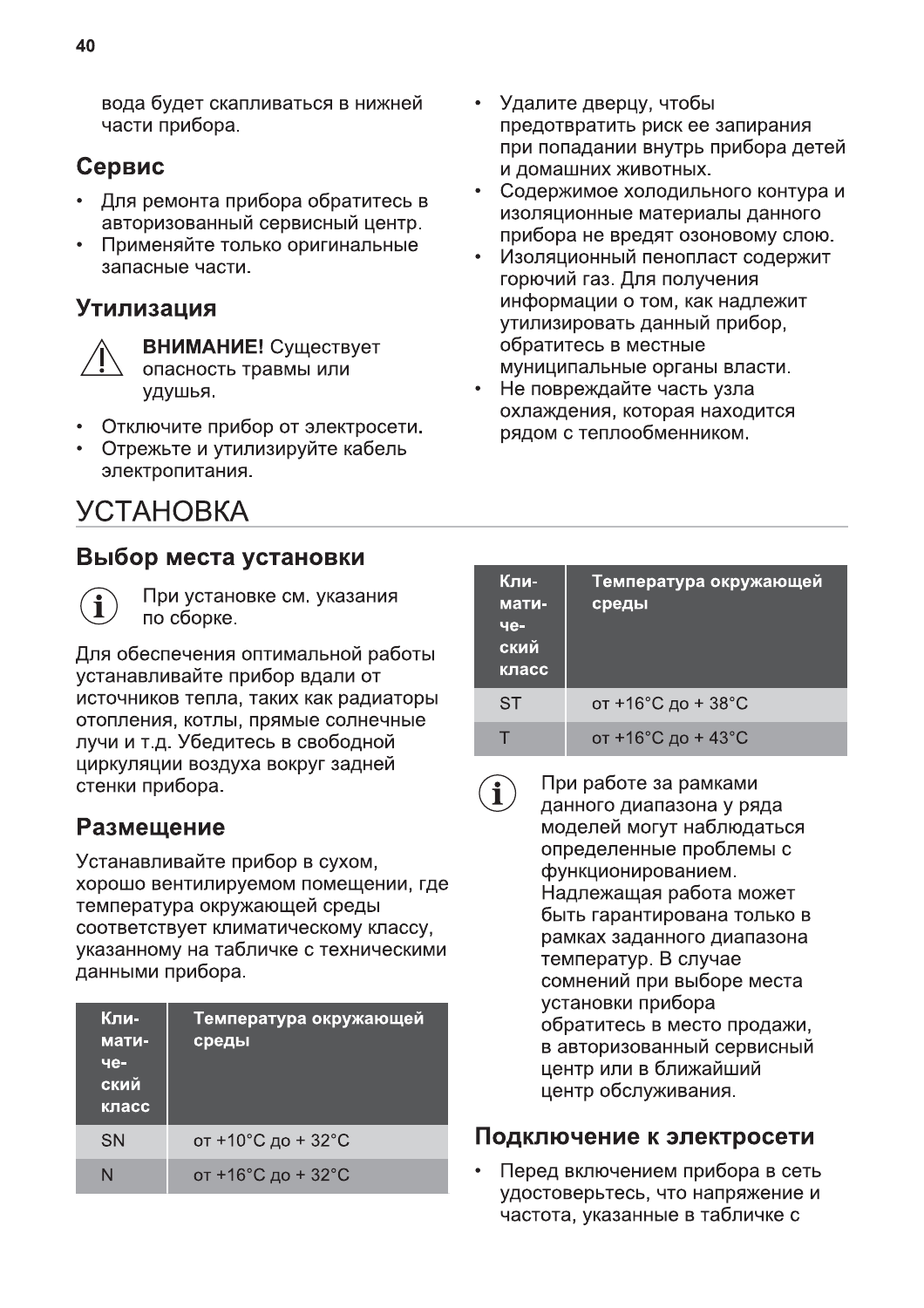вода будет скапливаться в нижней части прибора.

## Сервис

- Для ремонта прибора обратитесь в авторизованный сервисный центр.
- Применяйте только оригинальные запасные части.

## Утилизация

**ВНИМАНИЕ!** Существует опасность травмы или удушья.

- Отключите прибор от электросети.
- Отрежьте и утилизируйте кабель электропитания.
- Удалите дверцу, чтобы предотвратить риск ее запирания при попадании внутрь прибора детей и домашних животных.
- Содержимое холодильного контура и изоляционные материалы данного прибора не вредят озоновому слою.
- Изоляционный пенопласт содержит горючий газ. Для получения информации о том, как надлежит утилизировать данный прибор, обратитесь в местные муниципальные органы власти.
- Не повреждайте часть узла охлаждения, которая находится рядом с теплообменником.

# УСТАНОВКА

## Выбор места установки

При установке см. указания по сборке.

Для обеспечения оптимальной работы устанавливайте прибор вдали от источников тепла, таких как радиаторы отопления, котлы, прямые солнечные лучи и т.д. Убедитесь в свободной циркуляции воздуха вокруг задней стенки прибора.

## Размещение

Устанавливайте прибор в сухом, хорошо вентилируемом помещении, где температура окружающей среды соответствует климатическому классу, указанному на табличке с техническими данными прибора.

| Климатический класс | Температура окружающей среды |
|---|---|
| SN | от +10°C до + 32°C |
| N | от +16°C до + 32°C |
| ST | от +16°C до + 38°C |
| T | от +16°C до + 43°C |

При работе за рамками данного диапазона у ряда моделей могут наблюдаться определенные проблемы с функционированием. Надлежащая работа может быть гарантирована только в рамках заданного диапазона температур. В случае сомнений при выборе места установки прибора обратитесь в место продажи, в авторизованный сервисный центр или в ближайший центр обслуживания.

## Подключение к электросети

- Перед включением прибора в сеть удостоверьтесь, что напряжение и частота, указанные в табличке с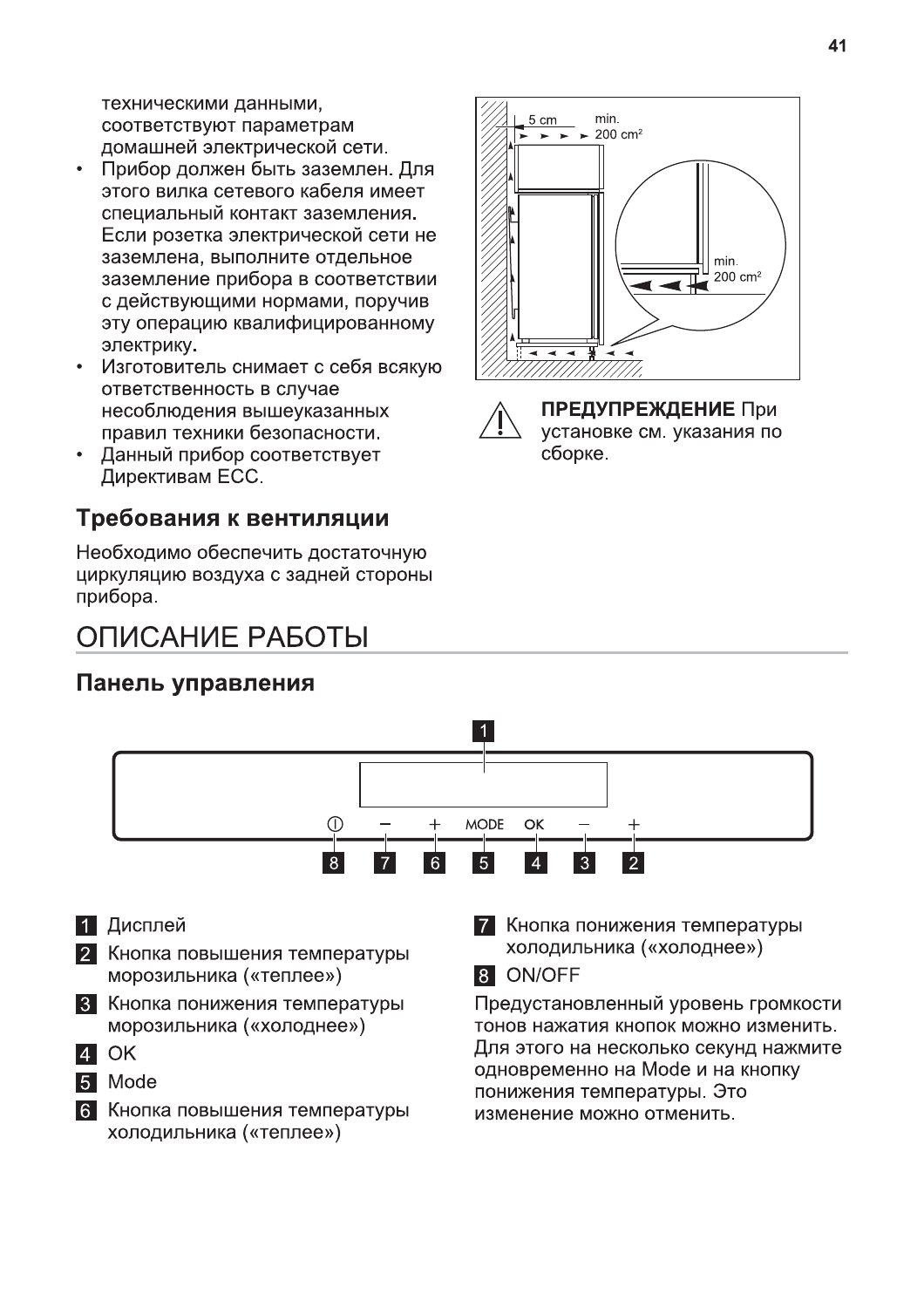техническими данными, соответствуют параметрам домашней электрической сети.

- Прибор должен быть заземлен. Для этого вилка сетевого кабеля имеет специальный контакт заземления. Если розетка электрической сети не заземлена, выполните отдельное заземление прибора в соответствии с действующими нормами, поручив эту операцию квалифицированному электрику.
- Изготовитель снимает с себя всякую ответственность в случае несоблюдения вышеуказанных правил техники безопасности.
- Данный прибор соответствует Директивам ЕСС.

## Требования к вентиляции

Необходимо обеспечить достаточную циркуляцию воздуха с задней стороны прибора.

**ПРЕДУПРЕЖДЕНИЕ** При установке см. указания по сборке.

# ОПИСАНИЕ РАБОТЫ

## Панель управления

1. Дисплей
2. Кнопка повышения температуры морозильника («теплее»)
3. Кнопка понижения температуры морозильника («холоднее»)
4. OK
5. Mode
6. Кнопка повышения температуры холодильника («теплее»)
7. Кнопка понижения температуры холодильника («холоднее»)
8. ON/OFF

Предустановленный уровень громкости тонов нажатия кнопок можно изменить. Для этого на несколько секунд нажмите одновременно на Mode и на кнопку понижения температуры. Это изменение можно отменить.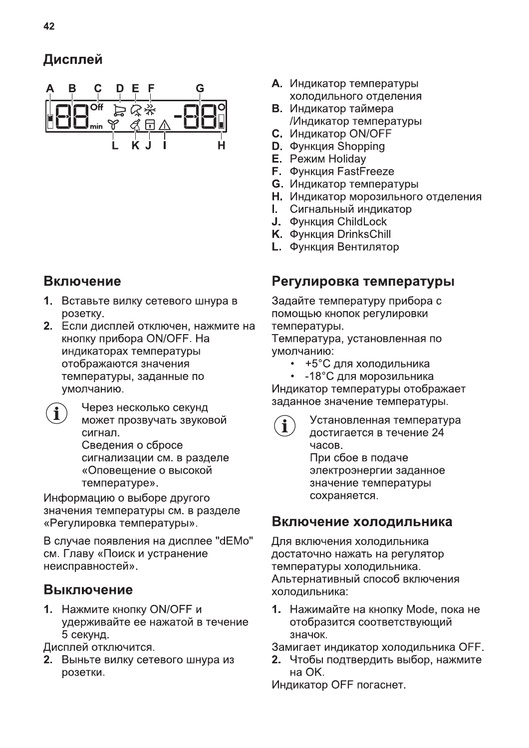## Дисплей

A. Индикатор температуры холодильного отделения
B. Индикатор таймера /Индикатор температуры
C. Индикатор ON/OFF
D. Функция Shopping
E. Режим Holiday
F. Функция FastFreeze
G. Индикатор температуры
H. Индикатор морозильного отделения
I. Сигнальный индикатор
J. Функция ChildLock
K. Функция DrinksChill
L. Функция Вентилятор

## Включение

1. Вставьте вилку сетевого шнура в розетку.
2. Если дисплей отключен, нажмите на кнопку прибора ON/OFF. На индикаторах температуры отображаются значения температуры, заданные по умолчанию.

> Через несколько секунд может прозвучать звуковой сигнал.
> Сведения о сбросе сигнализации см. в разделе «Оповещение о высокой температуре».

Информацию о выборе другого значения температуры см. в разделе «Регулировка температуры».

В случае появления на дисплее "dEMo" см. Главу «Поиск и устранение неисправностей».

## Выключение

1. Нажмите кнопку ON/OFF и удерживайте ее нажатой в течение 5 секунд.

Дисплей отключится.

2. Выньте вилку сетевого шнура из розетки.

## Регулировка температуры

Задайте температуру прибора с помощью кнопок регулировки температуры.

Температура, установленная по умолчанию:

- +5°C для холодильника
- -18°C для морозильника

Индикатор температуры отображает заданное значение температуры.

> Установленная температура достигается в течение 24 часов.
> При сбое в подаче электроэнергии заданное значение температуры сохраняется.

## Включение холодильника

Для включения холодильника достаточно нажать на регулятор температуры холодильника.

Альтернативный способ включения холодильника:

1. Нажимайте на кнопку Mode, пока не отобразится соответствующий значок.

Замигает индикатор холодильника OFF.

2. Чтобы подтвердить выбор, нажмите на OK.

Индикатор OFF погаснет.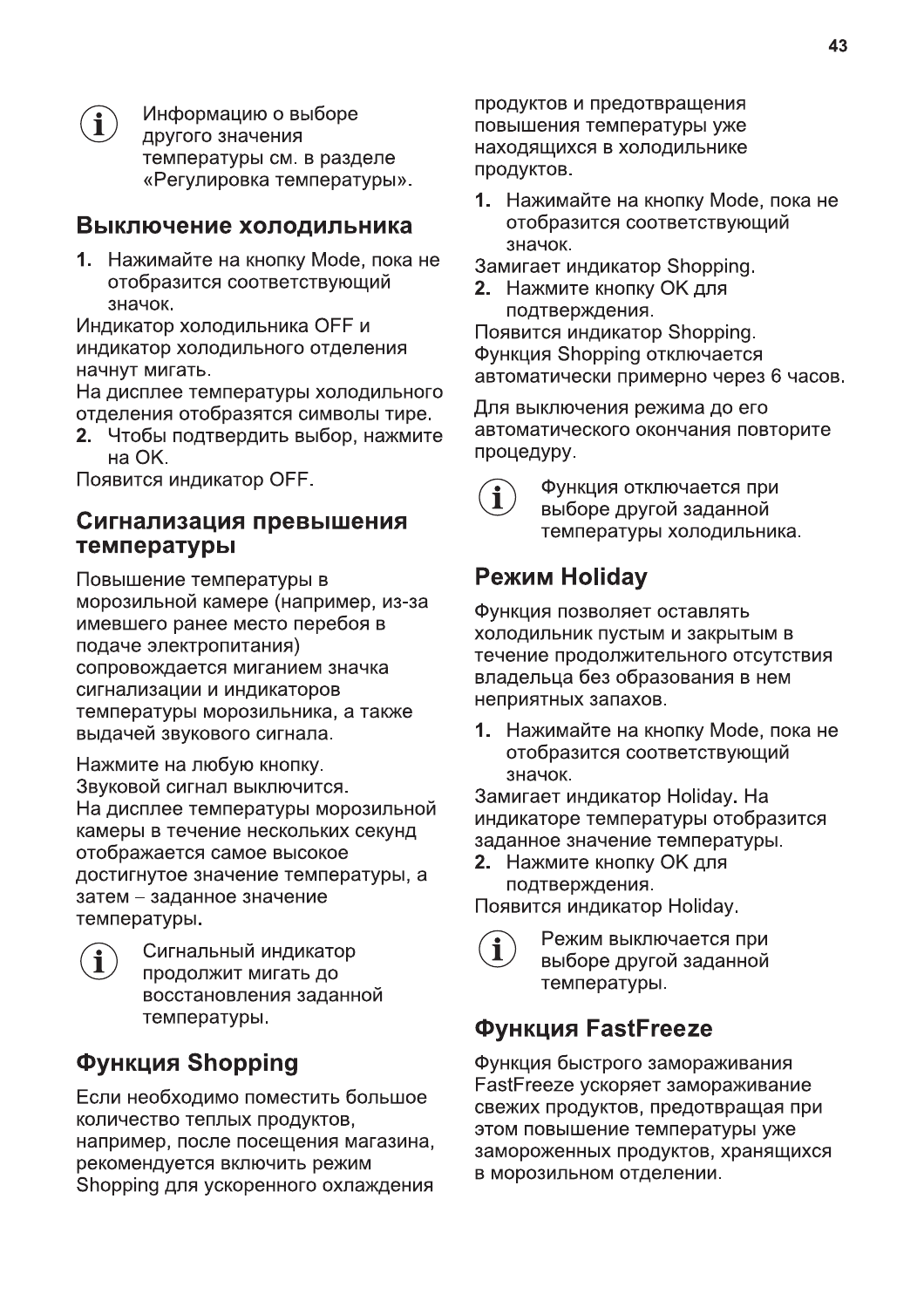> ℹ Информацию о выборе другого значения температуры см. в разделе «Регулировка температуры».

## Выключение холодильника

1. Нажимайте на кнопку Mode, пока не отобразится соответствующий значок.

Индикатор холодильника OFF и индикатор холодильного отделения начнут мигать.
На дисплее температуры холодильного отделения отобразятся символы тире.

2. Чтобы подтвердить выбор, нажмите на OK.

Появится индикатор OFF.

## Сигнализация превышения температуры

Повышение температуры в морозильной камере (например, из-за имевшего ранее место перебоя в подаче электропитания) сопровождается миганием значка сигнализации и индикаторов температуры морозильника, а также выдачей звукового сигнала.

Нажмите на любую кнопку.
Звуковой сигнал выключится.
На дисплее температуры морозильной камеры в течение нескольких секунд отображается самое высокое достигнутое значение температуры, а затем – заданное значение температуры.

> ℹ Сигнальный индикатор продолжит мигать до восстановления заданной температуры.

## Функция Shopping

Если необходимо поместить большое количество теплых продуктов, например, после посещения магазина, рекомендуется включить режим Shopping для ускоренного охлаждения продуктов и предотвращения повышения температуры уже находящихся в холодильнике продуктов.

1. Нажимайте на кнопку Mode, пока не отобразится соответствующий значок.

Замигает индикатор Shopping.

2. Нажмите кнопку OK для подтверждения.

Появится индикатор Shopping.
Функция Shopping отключается автоматически примерно через 6 часов.

Для выключения режима до его автоматического окончания повторите процедуру.

> ℹ Функция отключается при выборе другой заданной температуры холодильника.

## Режим Holiday

Функция позволяет оставлять холодильник пустым и закрытым в течение продолжительного отсутствия владельца без образования в нем неприятных запахов.

1. Нажимайте на кнопку Mode, пока не отобразится соответствующий значок.

Замигает индикатор Holiday. На индикаторе температуры отобразится заданное значение температуры.

2. Нажмите кнопку OK для подтверждения.

Появится индикатор Holiday.

> ℹ Режим выключается при выборе другой заданной температуры.

## Функция FastFreeze

Функция быстрого замораживания FastFreeze ускоряет замораживание свежих продуктов, предотвращая при этом повышение температуры уже замороженных продуктов, хранящихся в морозильном отделении.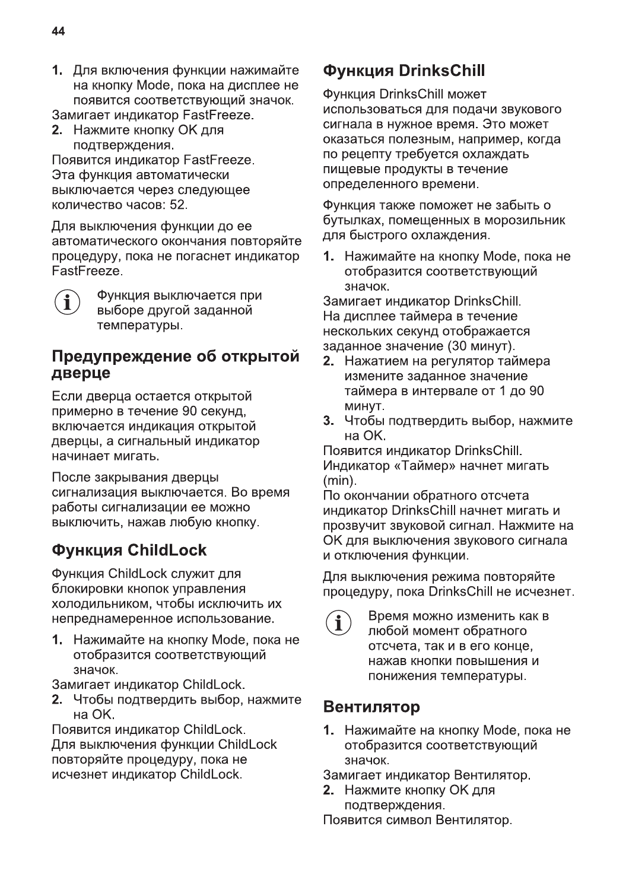1. Для включения функции нажимайте на кнопку Mode, пока на дисплее не появится соответствующий значок.

Замигает индикатор FastFreeze.

2. Нажмите кнопку OK для подтверждения.

Появится индикатор FastFreeze.
Эта функция автоматически выключается через следующее количество часов: 52.

Для выключения функции до ее автоматического окончания повторяйте процедуру, пока не погаснет индикатор FastFreeze.

> Функция выключается при выборе другой заданной температуры.

## Предупреждение об открытой дверце

Если дверца остается открытой примерно в течение 90 секунд, включается индикация открытой дверцы, а сигнальный индикатор начинает мигать.

После закрывания дверцы сигнализация выключается. Во время работы сигнализации ее можно выключить, нажав любую кнопку.

## Функция ChildLock

Функция ChildLock служит для блокировки кнопок управления холодильником, чтобы исключить их непреднамеренное использование.

1. Нажимайте на кнопку Mode, пока не отобразится соответствующий значок.

Замигает индикатор ChildLock.

2. Чтобы подтвердить выбор, нажмите на OK.

Появится индикатор ChildLock.
Для выключения функции ChildLock повторяйте процедуру, пока не исчезнет индикатор ChildLock.

## Функция DrinksChill

Функция DrinksChill может использоваться для подачи звукового сигнала в нужное время. Это может оказаться полезным, например, когда по рецепту требуется охлаждать пищевые продукты в течение определенного времени.

Функция также поможет не забыть о бутылках, помещенных в морозильник для быстрого охлаждения.

1. Нажимайте на кнопку Mode, пока не отобразится соответствующий значок.

Замигает индикатор DrinksChill.
На дисплее таймера в течение нескольких секунд отображается заданное значение (30 минут).

2. Нажатием на регулятор таймера измените заданное значение таймера в интервале от 1 до 90 минут.
3. Чтобы подтвердить выбор, нажмите на OK.

Появится индикатор DrinksChill.
Индикатор «Таймер» начнет мигать (min).
По окончании обратного отсчета индикатор DrinksChill начнет мигать и прозвучит звуковой сигнал. Нажмите на OK для выключения звукового сигнала и отключения функции.

Для выключения режима повторяйте процедуру, пока DrinksChill не исчезнет.

> Время можно изменить как в любой момент обратного отсчета, так и в его конце, нажав кнопки повышения и понижения температуры.

## Вентилятор

1. Нажимайте на кнопку Mode, пока не отобразится соответствующий значок.

Замигает индикатор Вентилятор.

2. Нажмите кнопку OK для подтверждения.

Появится символ Вентилятор.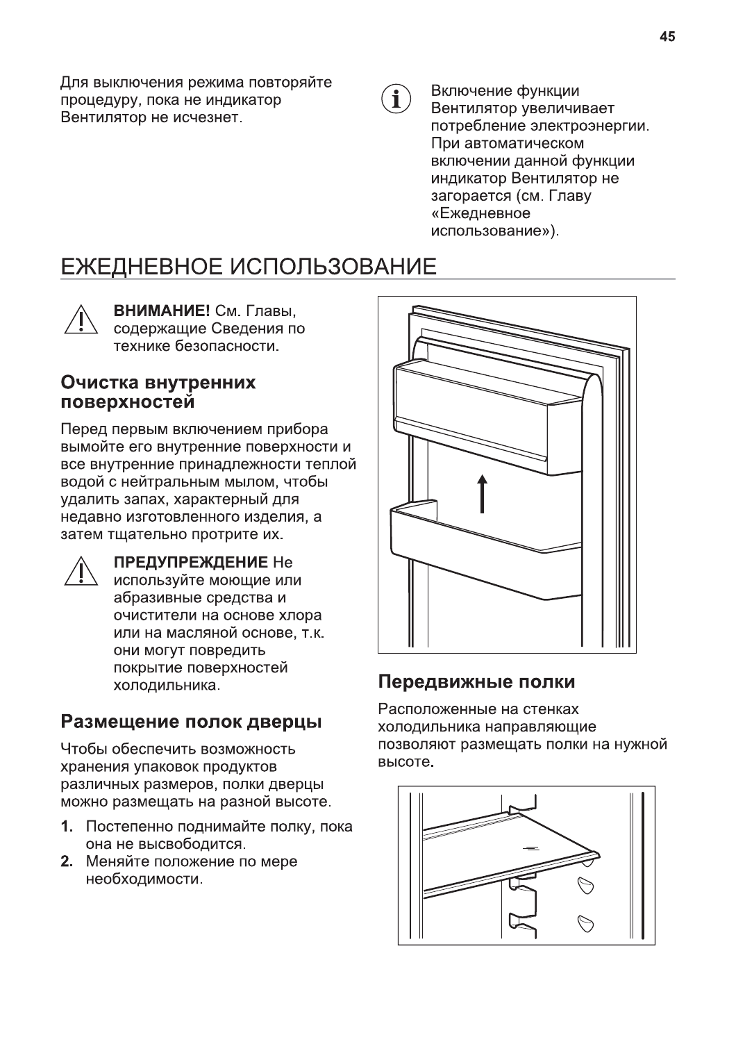Для выключения режима повторяйте процедуру, пока не индикатор Вентилятор не исчезнет.

Включение функции Вентилятор увеличивает потребление электроэнергии. При автоматическом включении данной функции индикатор Вентилятор не загорается (см. Главу «Ежедневное использование»).

# ЕЖЕДНЕВНОЕ ИСПОЛЬЗОВАНИЕ

**ВНИМАНИЕ!** См. Главы, содержащие Сведения по технике безопасности.

## Очистка внутренних поверхностей

Перед первым включением прибора вымойте его внутренние поверхности и все внутренние принадлежности теплой водой с нейтральным мылом, чтобы удалить запах, характерный для недавно изготовленного изделия, а затем тщательно протрите их.

**ПРЕДУПРЕЖДЕНИЕ** Не используйте моющие или абразивные средства и очистители на основе хлора или на масляной основе, т.к. они могут повредить покрытие поверхностей холодильника.

## Размещение полок дверцы

Чтобы обеспечить возможность хранения упаковок продуктов различных размеров, полки дверцы можно размещать на разной высоте.

1. Постепенно поднимайте полку, пока она не высвободится.
2. Меняйте положение по мере необходимости.

## Передвижные полки

Расположенные на стенках холодильника направляющие позволяют размещать полки на нужной высоте.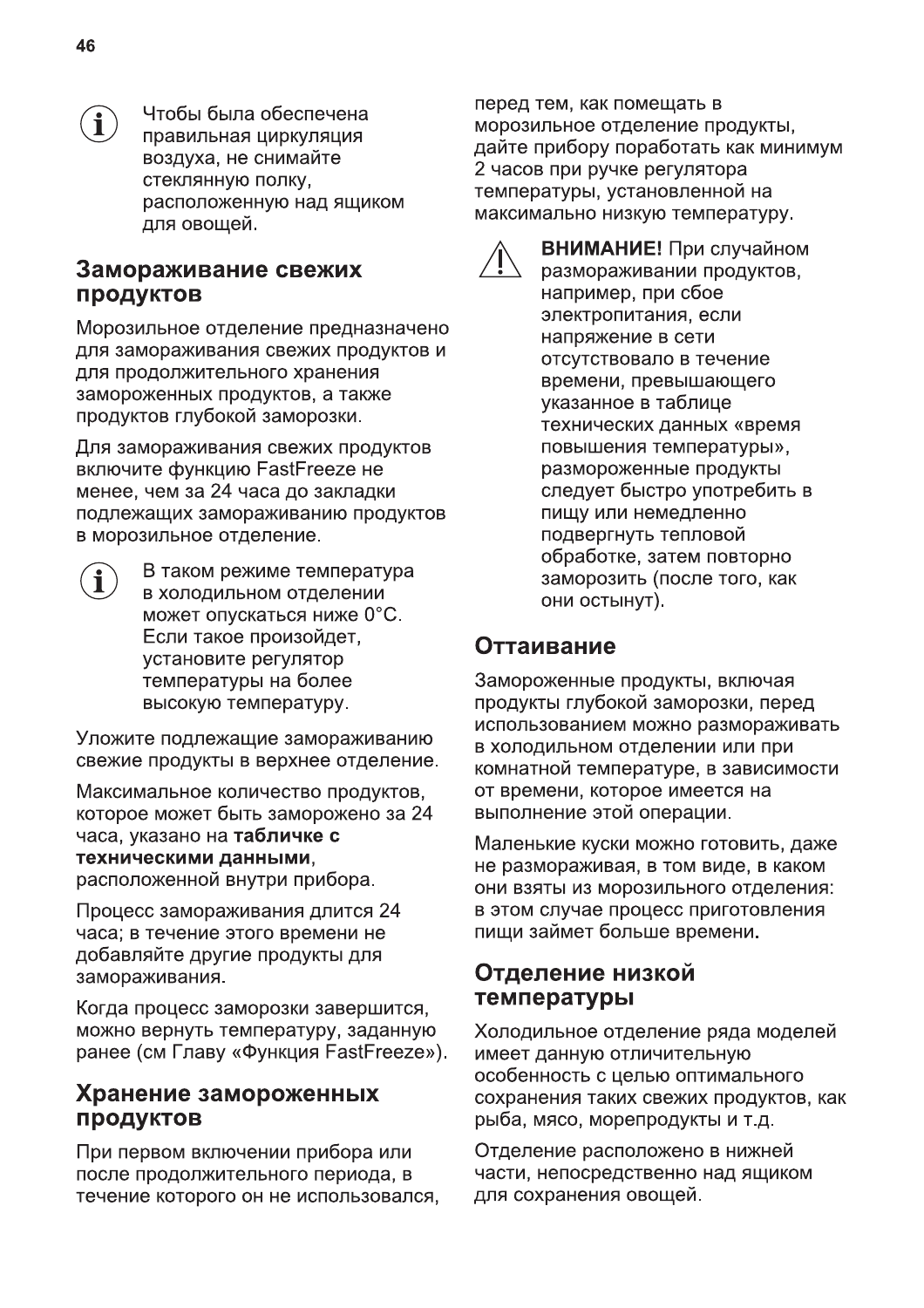Чтобы была обеспечена правильная циркуляция воздуха, не снимайте стеклянную полку, расположенную над ящиком для овощей.

## Замораживание свежих продуктов

Морозильное отделение предназначено для замораживания свежих продуктов и для продолжительного хранения замороженных продуктов, а также продуктов глубокой заморозки.

Для замораживания свежих продуктов включите функцию FastFreeze не менее, чем за 24 часа до закладки подлежащих замораживанию продуктов в морозильное отделение.

В таком режиме температура в холодильном отделении может опускаться ниже 0°C. Если такое произойдет, установите регулятор температуры на более высокую температуру.

Уложите подлежащие замораживанию свежие продукты в верхнее отделение.

Максимальное количество продуктов, которое может быть заморожено за 24 часа, указано на **табличке с техническими данными**, расположенной внутри прибора.

Процесс замораживания длится 24 часа; в течение этого времени не добавляйте другие продукты для замораживания.

Когда процесс заморозки завершится, можно вернуть температуру, заданную ранее (см Главу «Функция FastFreeze»).

## Хранение замороженных продуктов

При первом включении прибора или после продолжительного периода, в течение которого он не использовался, перед тем, как помещать в морозильное отделение продукты, дайте прибору поработать как минимум 2 часов при ручке регулятора температуры, установленной на максимально низкую температуру.

**ВНИМАНИЕ!** При случайном размораживании продуктов, например, при сбое электропитания, если напряжение в сети отсутствовало в течение времени, превышающего указанное в таблице технических данных «время повышения температуры», размороженные продукты следует быстро употребить в пищу или немедленно подвергнуть тепловой обработке, затем повторно заморозить (после того, как они остынут).

## Оттаивание

Замороженные продукты, включая продукты глубокой заморозки, перед использованием можно размораживать в холодильном отделении или при комнатной температуре, в зависимости от времени, которое имеется на выполнение этой операции.

Маленькие куски можно готовить, даже не размораживая, в том виде, в каком они взяты из морозильного отделения: в этом случае процесс приготовления пищи займет больше времени.

## Отделение низкой температуры

Холодильное отделение ряда моделей имеет данную отличительную особенность с целью оптимального сохранения таких свежих продуктов, как рыба, мясо, морепродукты и т.д.

Отделение расположено в нижней части, непосредственно над ящиком для сохранения овощей.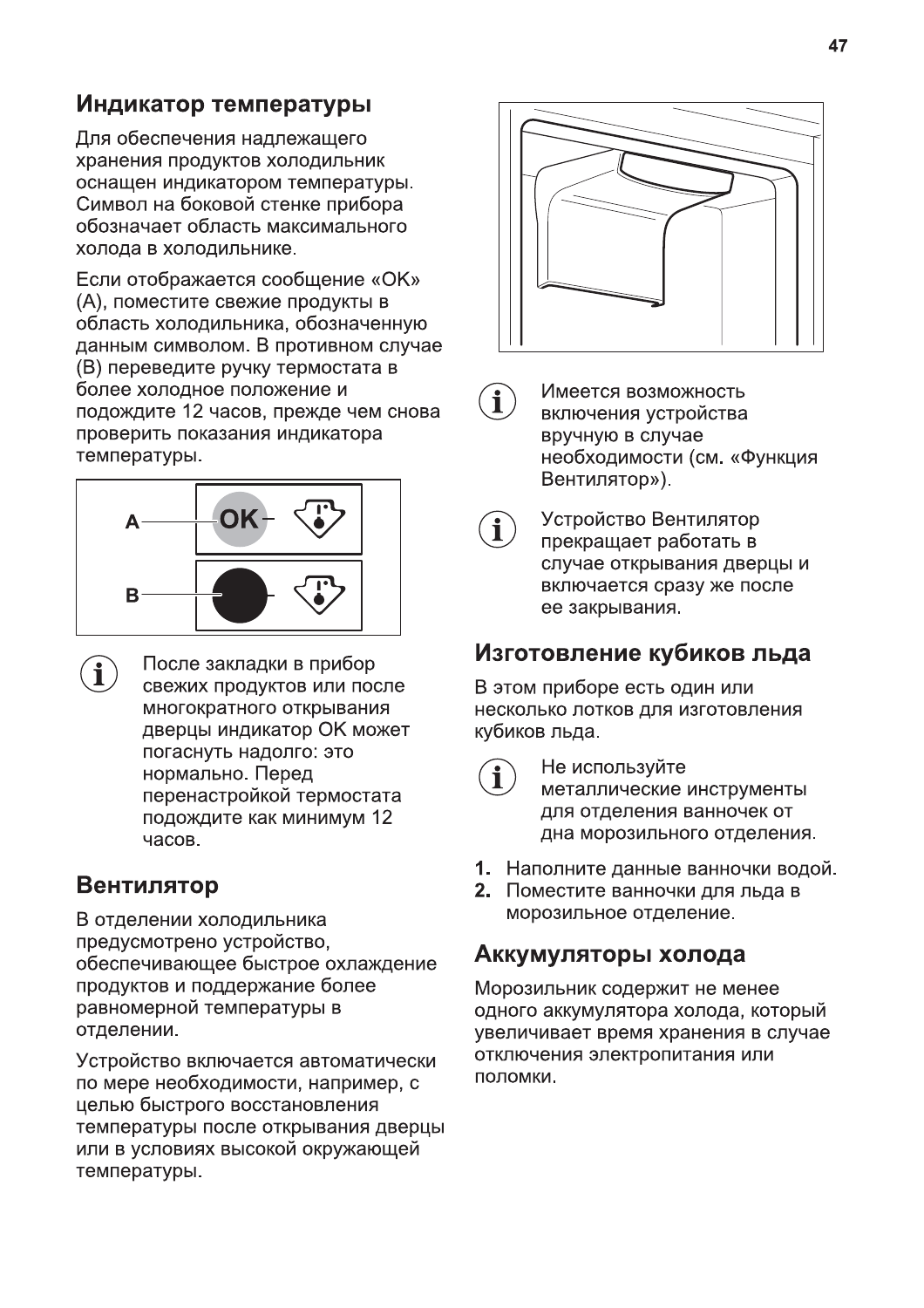## Индикатор температуры

Для обеспечения надлежащего хранения продуктов холодильник оснащен индикатором температуры. Символ на боковой стенке прибора обозначает область максимального холода в холодильнике.

Если отображается сообщение «OK» (A), поместите свежие продукты в область холодильника, обозначенную данным символом. В противном случае (B) переведите ручку термостата в более холодное положение и подождите 12 часов, прежде чем снова проверить показания индикатора температуры.

A — OK

B

После закладки в прибор свежих продуктов или после многократного открывания дверцы индикатор OK может погаснуть надолго: это нормально. Перед перенастройкой термостата подождите как минимум 12 часов.

## Вентилятор

В отделении холодильника предусмотрено устройство, обеспечивающее быстрое охлаждение продуктов и поддержание более равномерной температуры в отделении.

Устройство включается автоматически по мере необходимости, например, с целью быстрого восстановления температуры после открывания дверцы или в условиях высокой окружающей температуры.

Имеется возможность включения устройства вручную в случае необходимости (см. «Функция Вентилятор»).

Устройство Вентилятор прекращает работать в случае открывания дверцы и включается сразу же после ее закрывания.

## Изготовление кубиков льда

В этом приборе есть один или несколько лотков для изготовления кубиков льда.

Не используйте металлические инструменты для отделения ванночек от дна морозильного отделения.

1. Наполните данные ванночки водой.
2. Поместите ванночки для льда в морозильное отделение.

## Аккумуляторы холода

Морозильник содержит не менее одного аккумулятора холода, который увеличивает время хранения в случае отключения электропитания или поломки.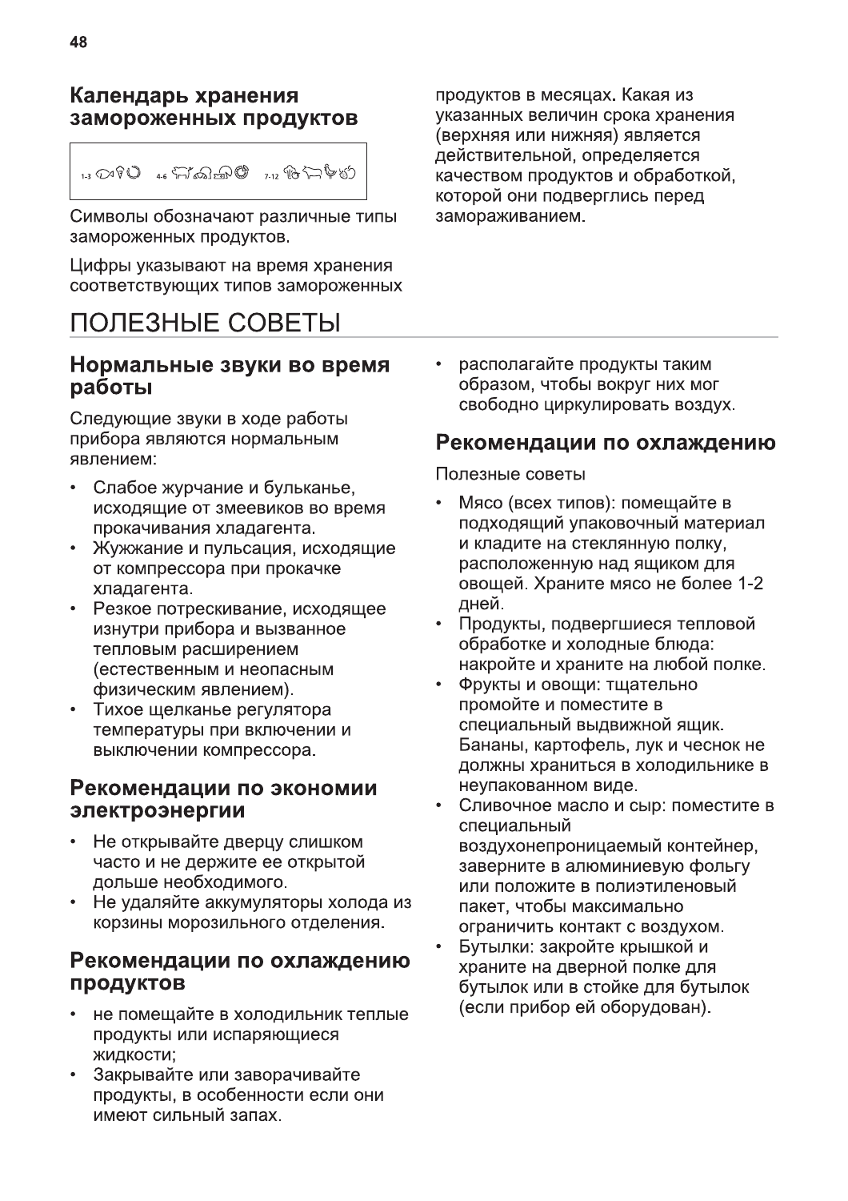## Календарь хранения замороженных продуктов

1-3 ... 4-6 ... 7-12 ...

Символы обозначают различные типы замороженных продуктов.

Цифры указывают на время хранения соответствующих типов замороженных продуктов в месяцах. Какая из указанных величин срока хранения (верхняя или нижняя) является действительной, определяется качеством продуктов и обработкой, которой они подверглись перед замораживанием.

# ПОЛЕЗНЫЕ СОВЕТЫ

## Нормальные звуки во время работы

Следующие звуки в ходе работы прибора являются нормальным явлением:

- Слабое журчание и бульканье, исходящие от змеевиков во время прокачивания хладагента.
- Жужжание и пульсация, исходящие от компрессора при прокачке хладагента.
- Резкое потрескивание, исходящее изнутри прибора и вызванное тепловым расширением (естественным и неопасным физическим явлением).
- Тихое щелканье регулятора температуры при включении и выключении компрессора.

## Рекомендации по экономии электроэнергии

- Не открывайте дверцу слишком часто и не держите ее открытой дольше необходимого.
- Не удаляйте аккумуляторы холода из корзины морозильного отделения.

## Рекомендации по охлаждению продуктов

- не помещайте в холодильник теплые продукты или испаряющиеся жидкости;
- Закрывайте или заворачивайте продукты, в особенности если они имеют сильный запах.
- располагайте продукты таким образом, чтобы вокруг них мог свободно циркулировать воздух.

## Рекомендации по охлаждению

Полезные советы

- Мясо (всех типов): помещайте в подходящий упаковочный материал и кладите на стеклянную полку, расположенную над ящиком для овощей. Храните мясо не более 1-2 дней.
- Продукты, подвергшиеся тепловой обработке и холодные блюда: накройте и храните на любой полке.
- Фрукты и овощи: тщательно промойте и поместите в специальный выдвижной ящик. Бананы, картофель, лук и чеснок не должны храниться в холодильнике в неупакованном виде.
- Сливочное масло и сыр: поместите в специальный воздухонепроницаемый контейнер, заверните в алюминиевую фольгу или положите в полиэтиленовый пакет, чтобы максимально ограничить контакт с воздухом.
- Бутылки: закройте крышкой и храните на дверной полке для бутылок или в стойке для бутылок (если прибор ей оборудован).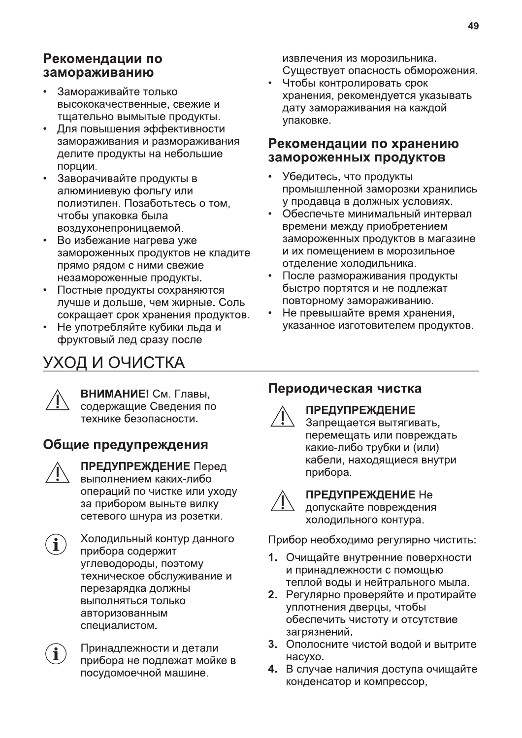## Рекомендации по замораживанию

- Замораживайте только высококачественные, свежие и тщательно вымытые продукты.
- Для повышения эффективности замораживания и размораживания делите продукты на небольшие порции.
- Заворачивайте продукты в алюминиевую фольгу или полиэтилен. Позаботьтесь о том, чтобы упаковка была воздухонепроницаемой.
- Во избежание нагрева уже замороженных продуктов не кладите прямо рядом с ними свежие незамороженные продукты.
- Постные продукты сохраняются лучше и дольше, чем жирные. Соль сокращает срок хранения продуктов.
- Не употребляйте кубики льда и фруктовый лед сразу после извлечения из морозильника. Существует опасность обморожения.
- Чтобы контролировать срок хранения, рекомендуется указывать дату замораживания на каждой упаковке.

## Рекомендации по хранению замороженных продуктов

- Убедитесь, что продукты промышленной заморозки хранились у продавца в должных условиях.
- Обеспечьте минимальный интервал времени между приобретением замороженных продуктов в магазине и их помещением в морозильное отделение холодильника.
- После размораживания продукты быстро портятся и не подлежат повторному замораживанию.
- Не превышайте время хранения, указанное изготовителем продуктов.

# УХОД И ОЧИСТКА

**ВНИМАНИЕ!** См. Главы, содержащие Сведения по технике безопасности.

## Общие предупреждения

**ПРЕДУПРЕЖДЕНИЕ** Перед выполнением каких-либо операций по чистке или уходу за прибором выньте вилку сетевого шнура из розетки.

Холодильный контур данного прибора содержит углеводороды, поэтому техническое обслуживание и перезарядка должны выполняться только авторизованным специалистом.

Принадлежности и детали прибора не подлежат мойке в посудомоечной машине.

## Периодическая чистка

**ПРЕДУПРЕЖДЕНИЕ**
Запрещается вытягивать, перемещать или повреждать какие-либо трубки и (или) кабели, находящиеся внутри прибора.

**ПРЕДУПРЕЖДЕНИЕ** Не допускайте повреждения холодильного контура.

Прибор необходимо регулярно чистить:

1. Очищайте внутренние поверхности и принадлежности с помощью теплой воды и нейтрального мыла.
2. Регулярно проверяйте и протирайте уплотнения дверцы, чтобы обеспечить чистоту и отсутствие загрязнений.
3. Ополосните чистой водой и вытрите насухо.
4. В случае наличия доступа очищайте конденсатор и компрессор,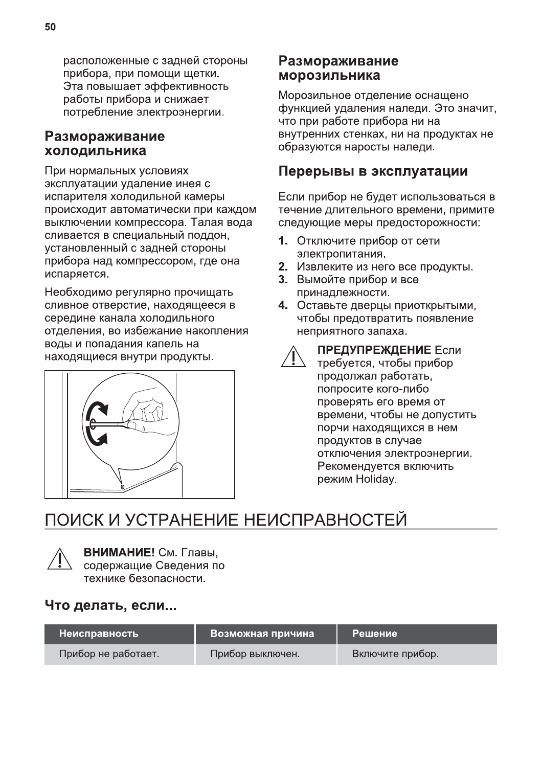расположенные с задней стороны прибора, при помощи щетки. Эта повышает эффективность работы прибора и снижает потребление электроэнергии.

### Размораживание холодильника

При нормальных условиях эксплуатации удаление инея с испарителя холодильной камеры происходит автоматически при каждом выключении компрессора. Талая вода сливается в специальный поддон, установленный с задней стороны прибора над компрессором, где она испаряется.

Необходимо регулярно прочищать сливное отверстие, находящееся в середине канала холодильного отделения, во избежание накопления воды и попадания капель на находящиеся внутри продукты.

### Размораживание морозильника

Морозильное отделение оснащено функцией удаления наледи. Это значит, что при работе прибора ни на внутренних стенках, ни на продуктах не образуются наросты наледи.

### Перерывы в эксплуатации

Если прибор не будет использоваться в течение длительного времени, примите следующие меры предосторожности:

1. Отключите прибор от сети электропитания.
2. Извлеките из него все продукты.
3. Вымойте прибор и все принадлежности.
4. Оставьте дверцы приоткрытыми, чтобы предотвратить появление неприятного запаха.

**ПРЕДУПРЕЖДЕНИЕ** Если требуется, чтобы прибор продолжал работать, попросите кого-либо проверять его время от времени, чтобы не допустить порчи находящихся в нем продуктов в случае отключения электроэнергии. Рекомендуется включить режим Holiday.

## ПОИСК И УСТРАНЕНИЕ НЕИСПРАВНОСТЕЙ

**ВНИМАНИЕ!** См. Главы, содержащие Сведения по технике безопасности.

### Что делать, если...

| Неисправность | Возможная причина | Решение |
|---|---|---|
| Прибор не работает. | Прибор выключен. | Включите прибор. |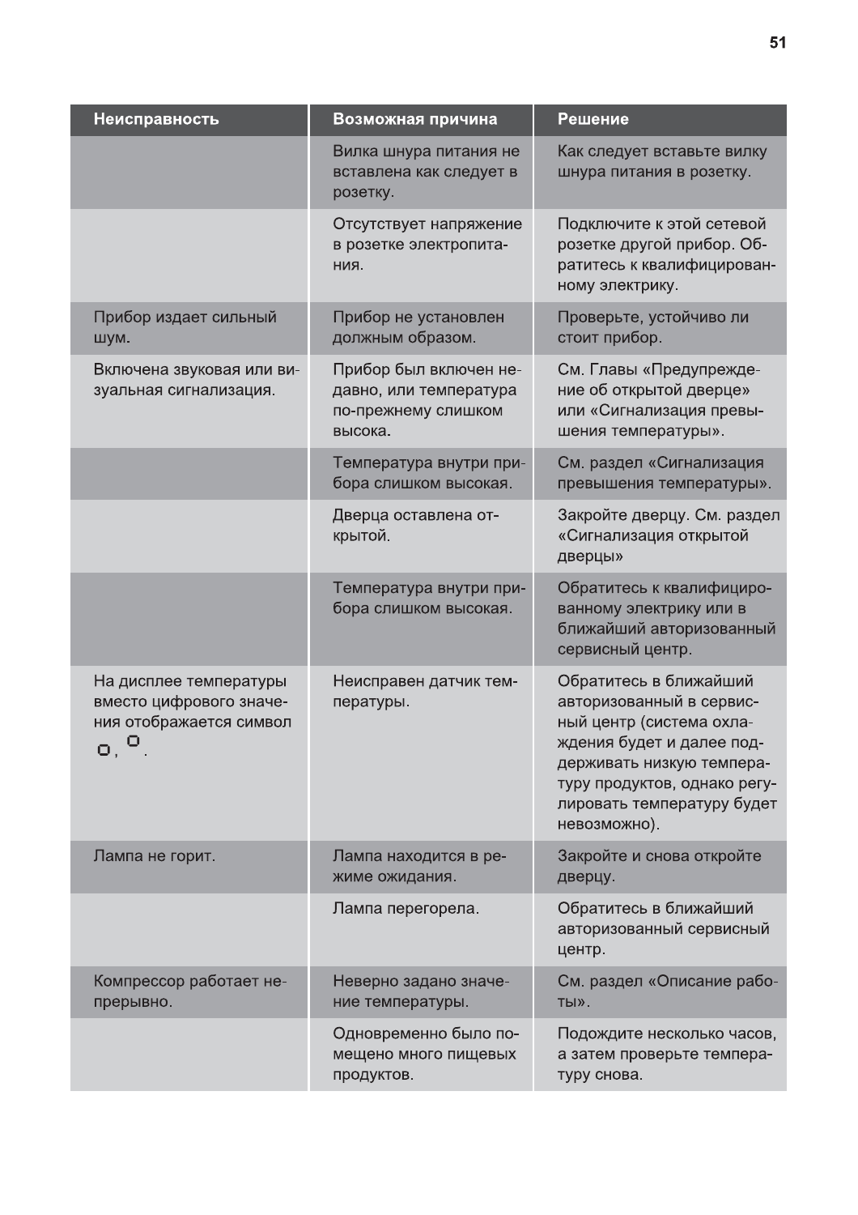| Неисправность | Возможная причина | Решение |
| --- | --- | --- |
| | Вилка шнура питания не вставлена как следует в розетку. | Как следует вставьте вилку шнура питания в розетку. |
| | Отсутствует напряжение в розетке электропитания. | Подключите к этой сетевой розетке другой прибор. Обратитесь к квалифицированному электрику. |
| Прибор издает сильный шум. | Прибор не установлен должным образом. | Проверьте, устойчиво ли стоит прибор. |
| Включена звуковая или визуальная сигнализация. | Прибор был включен недавно, или температура по-прежнему слишком высока. | См. Главы «Предупреждение об открытой дверце» или «Сигнализация превышения температуры». |
| | Температура внутри прибора слишком высокая. | См. раздел «Сигнализация превышения температуры». |
| | Дверца оставлена открытой. | Закройте дверцу. См. раздел «Сигнализация открытой дверцы» |
| | Температура внутри прибора слишком высокая. | Обратитесь к квалифицированному электрику или в ближайший авторизованный сервисный центр. |
| На дисплее температуры вместо цифрового значения отображается символ ▫, ▫. | Неисправен датчик температуры. | Обратитесь в ближайший авторизованный в сервисный центр (система охлаждения будет и далее поддерживать низкую температуру продуктов, однако регулировать температуру будет невозможно). |
| Лампа не горит. | Лампа находится в режиме ожидания. | Закройте и снова откройте дверцу. |
| | Лампа перегорела. | Обратитесь в ближайший авторизованный сервисный центр. |
| Компрессор работает непрерывно. | Неверно задано значение температуры. | См. раздел «Описание работы». |
| | Одновременно было помещено много пищевых продуктов. | Подождите несколько часов, а затем проверьте температуру снова. |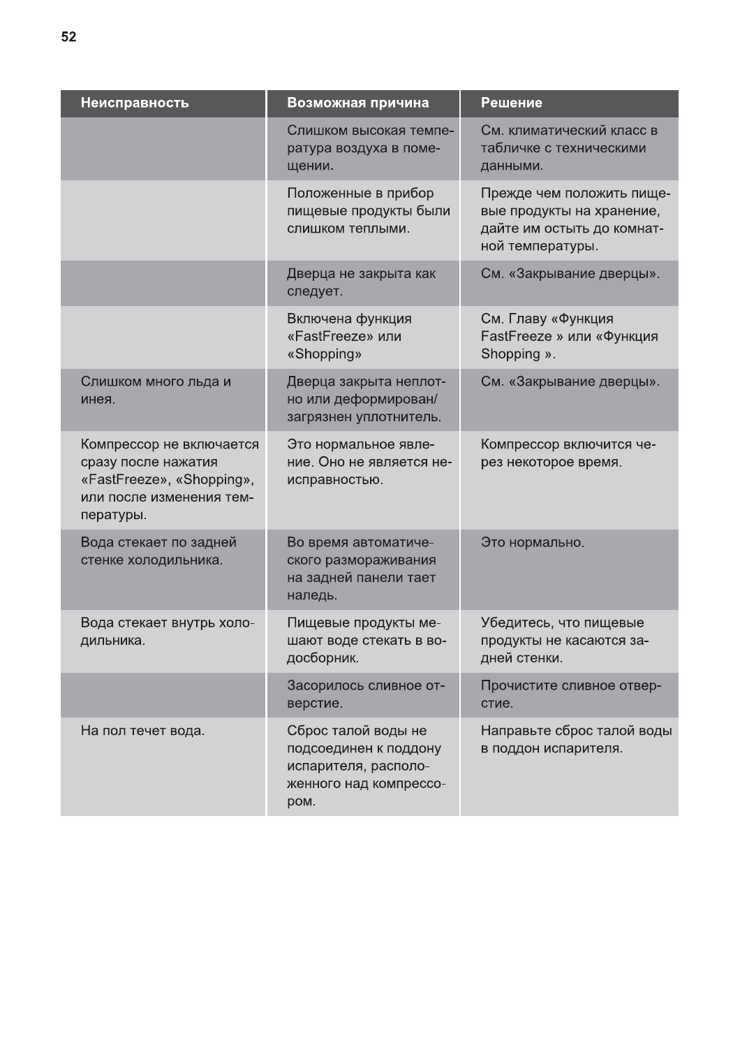| Неисправность | Возможная причина | Решение |
| --- | --- | --- |
| | Слишком высокая температура воздуха в помещении. | См. климатический класс в табличке с техническими данными. |
| | Положенные в прибор пищевые продукты были слишком теплыми. | Прежде чем положить пищевые продукты на хранение, дайте им остыть до комнатной температуры. |
| | Дверца не закрыта как следует. | См. «Закрывание дверцы». |
| | Включена функция «FastFreeze» или «Shopping» | См. Главу «Функция FastFreeze » или «Функция Shopping ». |
| Слишком много льда и инея. | Дверца закрыта неплотно или деформирован/загрязнен уплотнитель. | См. «Закрывание дверцы». |
| Компрессор не включается сразу после нажатия «FastFreeze», «Shopping», или после изменения температуры. | Это нормальное явление. Оно не является неисправностью. | Компрессор включится через некоторое время. |
| Вода стекает по задней стенке холодильника. | Во время автоматического размораживания на задней панели тает наледь. | Это нормально. |
| Вода стекает внутрь холодильника. | Пищевые продукты мешают воде стекать в водосборник. | Убедитесь, что пищевые продукты не касаются задней стенки. |
| | Засорилось сливное отверстие. | Прочистите сливное отверстие. |
| На пол течет вода. | Сброс талой воды не подсоединен к поддону испарителя, расположенного над компрессором. | Направьте сброс талой воды в поддон испарителя. |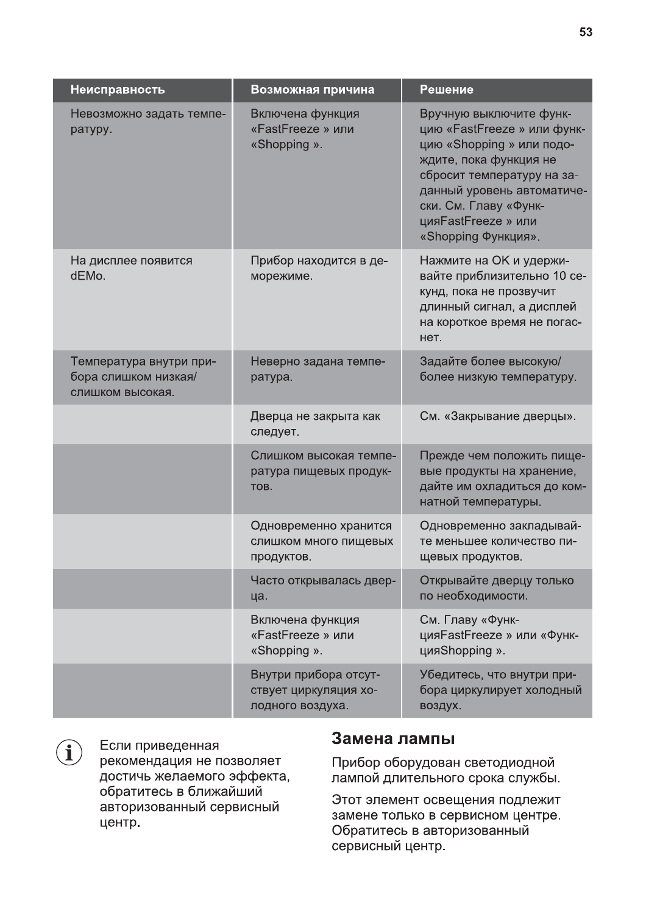| Неисправность | Возможная причина | Решение |
| --- | --- | --- |
| Невозможно задать температуру. | Включена функция «FastFreeze » или «Shopping ». | Вручную выключите функцию «FastFreeze » или функцию «Shopping » или подождите, пока функция не сбросит температуру на заданный уровень автоматически. См. Главу «ФункцияFastFreeze » или «Shopping Функция». |
| На дисплее появится dEMo. | Прибор находится в деморежиме. | Нажмите на OK и удерживайте приблизительно 10 секунд, пока не прозвучит длинный сигнал, а дисплей на короткое время не погаснет. |
| Температура внутри прибора слишком низкая/слишком высокая. | Неверно задана температура. | Задайте более высокую/более низкую температуру. |
| | Дверца не закрыта как следует. | См. «Закрывание дверцы». |
| | Слишком высокая температура пищевых продуктов. | Прежде чем положить пищевые продукты на хранение, дайте им охладиться до комнатной температуры. |
| | Одновременно хранится слишком много пищевых продуктов. | Одновременно закладывайте меньшее количество пищевых продуктов. |
| | Часто открывалась дверца. | Открывайте дверцу только по необходимости. |
| | Включена функция «FastFreeze » или «Shopping ». | См. Главу «ФункцияFastFreeze » или «ФункцияShopping ». |
| | Внутри прибора отсутствует циркуляция холодного воздуха. | Убедитесь, что внутри прибора циркулирует холодный воздух. |

Если приведенная рекомендация не позволяет достичь желаемого эффекта, обратитесь в ближайший авторизованный сервисный центр.

## Замена лампы

Прибор оборудован светодиодной лампой длительного срока службы.

Этот элемент освещения подлежит замене только в сервисном центре. Обратитесь в авторизованный сервисный центр.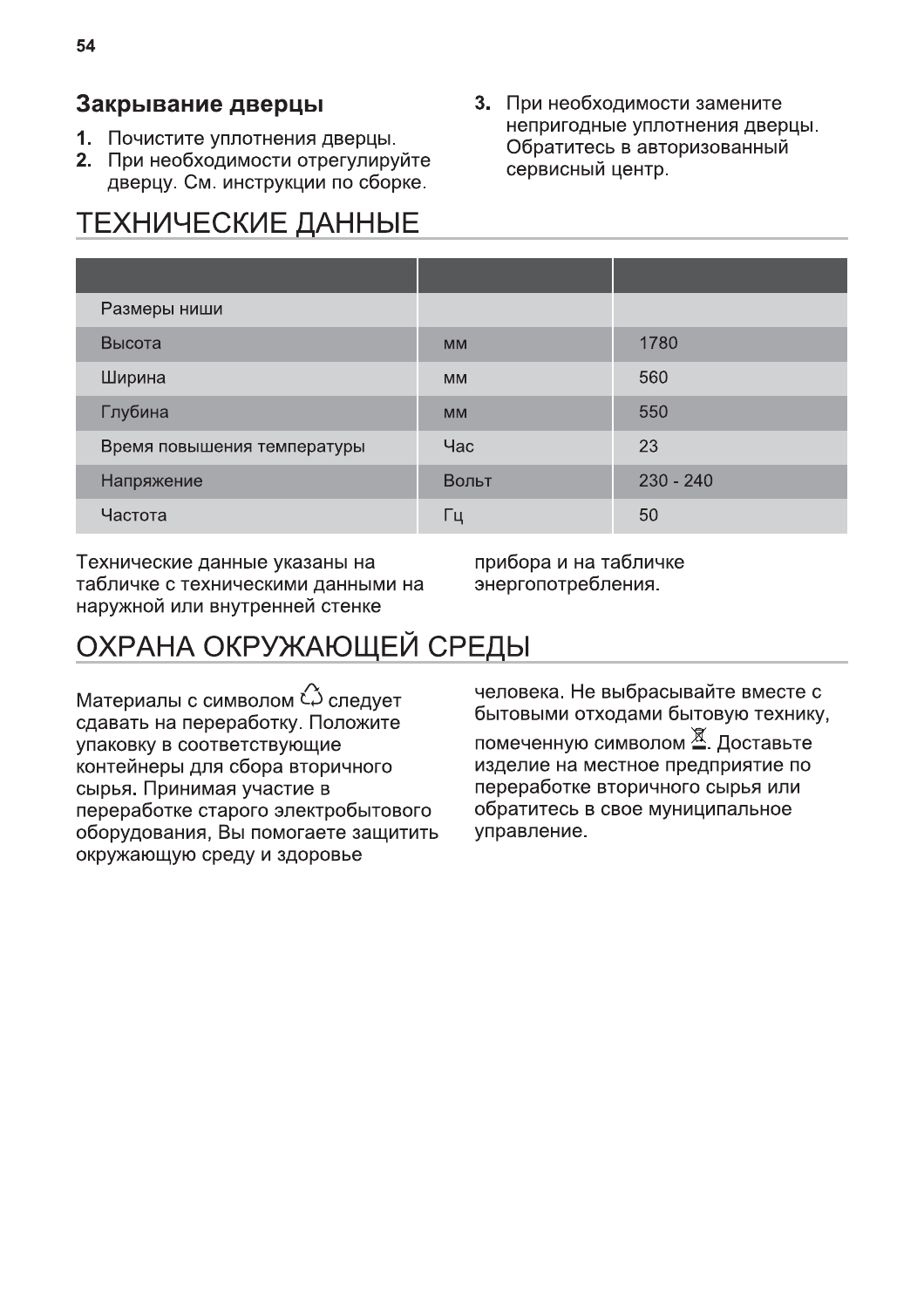### Закрывание дверцы

1. Почистите уплотнения дверцы.
2. При необходимости отрегулируйте дверцу. См. инструкции по сборке.
3. При необходимости замените непригодные уплотнения дверцы. Обратитесь в авторизованный сервисный центр.

# ТЕХНИЧЕСКИЕ ДАННЫЕ

| | | |
|---|---|---|
| Размеры ниши | | |
| Высота | мм | 1780 |
| Ширина | мм | 560 |
| Глубина | мм | 550 |
| Время повышения температуры | Час | 23 |
| Напряжение | Вольт | 230 - 240 |
| Частота | Гц | 50 |

Технические данные указаны на табличке с техническими данными на наружной или внутренней стенке прибора и на табличке энергопотребления.

# ОХРАНА ОКРУЖАЮЩЕЙ СРЕДЫ

Материалы с символом ♲ следует сдавать на переработку. Положите упаковку в соответствующие контейнеры для сбора вторичного сырья. Принимая участие в переработке старого электробытового оборудования, Вы помогаете защитить окружающую среду и здоровье человека. Не выбрасывайте вместе с бытовыми отходами бытовую технику, помеченную символом ☒. Доставьте изделие на местное предприятие по переработке вторичного сырья или обратитесь в свое муниципальное управление.